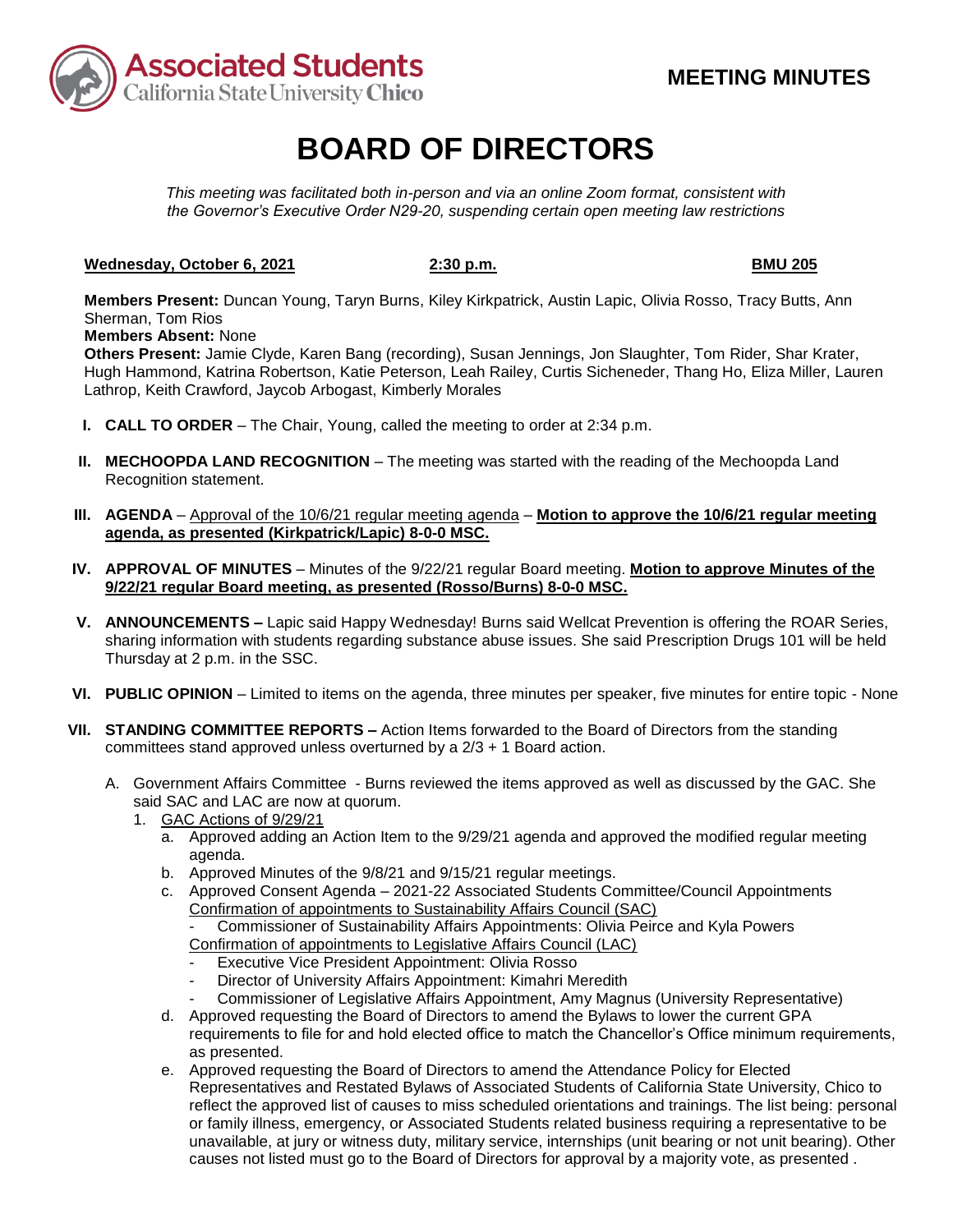Associated Students
California State University Chico

**MEETING MINUTES**

# BOARD OF DIRECTORS

*This meeting was facilitated both in-person and via an online Zoom format, consistent with the Governor's Executive Order N29-20, suspending certain open meeting law restrictions*

**Wednesday, October 6, 2021** **2:30 p.m.** **BMU 205**

**Members Present:** Duncan Young, Taryn Burns, Kiley Kirkpatrick, Austin Lapic, Olivia Rosso, Tracy Butts, Ann Sherman, Tom Rios
**Members Absent:** None
**Others Present:** Jamie Clyde, Karen Bang (recording), Susan Jennings, Jon Slaughter, Tom Rider, Shar Krater, Hugh Hammond, Katrina Robertson, Katie Peterson, Leah Railey, Curtis Sicheneder, Thang Ho, Eliza Miller, Lauren Lathrop, Keith Crawford, Jaycob Arbogast, Kimberly Morales

I. **CALL TO ORDER** – The Chair, Young, called the meeting to order at 2:34 p.m.

II. **MECHOOPDA LAND RECOGNITION** – The meeting was started with the reading of the Mechoopda Land Recognition statement.

III. **AGENDA** – Approval of the 10/6/21 regular meeting agenda – **Motion to approve the 10/6/21 regular meeting agenda, as presented (Kirkpatrick/Lapic) 8-0-0 MSC.**

IV. **APPROVAL OF MINUTES** – Minutes of the 9/22/21 regular Board meeting. **Motion to approve Minutes of the 9/22/21 regular Board meeting, as presented (Rosso/Burns) 8-0-0 MSC.**

V. **ANNOUNCEMENTS –** Lapic said Happy Wednesday! Burns said Wellcat Prevention is offering the ROAR Series, sharing information with students regarding substance abuse issues. She said Prescription Drugs 101 will be held Thursday at 2 p.m. in the SSC.

VI. **PUBLIC OPINION** – Limited to items on the agenda, three minutes per speaker, five minutes for entire topic - None

VII. **STANDING COMMITTEE REPORTS –** Action Items forwarded to the Board of Directors from the standing committees stand approved unless overturned by a 2/3 + 1 Board action.

A. Government Affairs Committee - Burns reviewed the items approved as well as discussed by the GAC. She said SAC and LAC are now at quorum.

1. GAC Actions of 9/29/21
   a. Approved adding an Action Item to the 9/29/21 agenda and approved the modified regular meeting agenda.
   b. Approved Minutes of the 9/8/21 and 9/15/21 regular meetings.
   c. Approved Consent Agenda – 2021-22 Associated Students Committee/Council Appointments
      Confirmation of appointments to Sustainability Affairs Council (SAC)
      - Commissioner of Sustainability Affairs Appointments: Olivia Peirce and Kyla Powers
      Confirmation of appointments to Legislative Affairs Council (LAC)
      - Executive Vice President Appointment: Olivia Rosso
      - Director of University Affairs Appointment: Kimahri Meredith
      - Commissioner of Legislative Affairs Appointment, Amy Magnus (University Representative)
   d. Approved requesting the Board of Directors to amend the Bylaws to lower the current GPA requirements to file for and hold elected office to match the Chancellor's Office minimum requirements, as presented.
   e. Approved requesting the Board of Directors to amend the Attendance Policy for Elected Representatives and Restated Bylaws of Associated Students of California State University, Chico to reflect the approved list of causes to miss scheduled orientations and trainings. The list being: personal or family illness, emergency, or Associated Students related business requiring a representative to be unavailable, at jury or witness duty, military service, internships (unit bearing or not unit bearing). Other causes not listed must go to the Board of Directors for approval by a majority vote, as presented .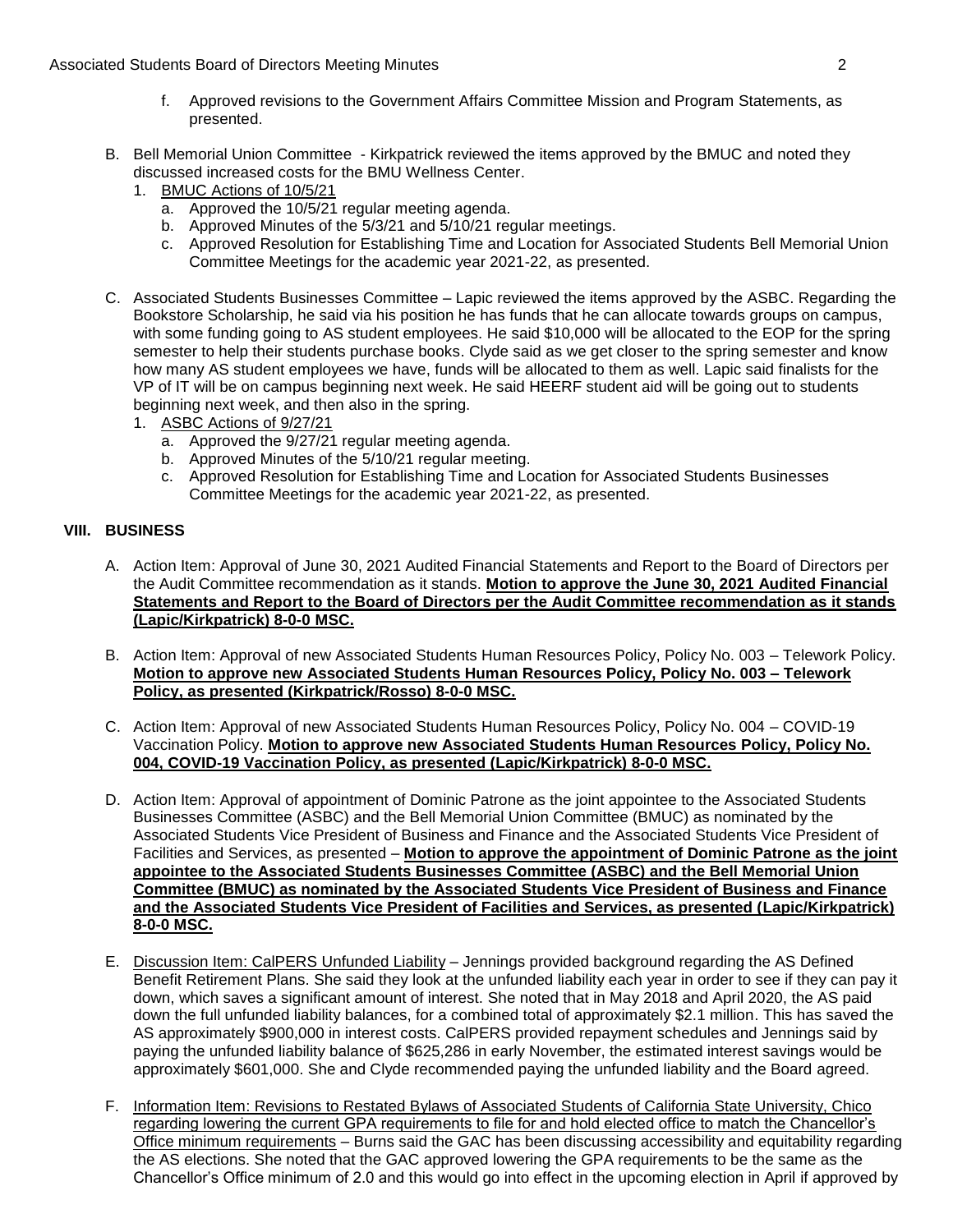f. Approved revisions to the Government Affairs Committee Mission and Program Statements, as presented.

B. Bell Memorial Union Committee - Kirkpatrick reviewed the items approved by the BMUC and noted they discussed increased costs for the BMU Wellness Center.
   1. <u>BMUC Actions of 10/5/21</u>
      a. Approved the 10/5/21 regular meeting agenda.
      b. Approved Minutes of the 5/3/21 and 5/10/21 regular meetings.
      c. Approved Resolution for Establishing Time and Location for Associated Students Bell Memorial Union Committee Meetings for the academic year 2021-22, as presented.

C. Associated Students Businesses Committee – Lapic reviewed the items approved by the ASBC. Regarding the Bookstore Scholarship, he said via his position he has funds that he can allocate towards groups on campus, with some funding going to AS student employees. He said $10,000 will be allocated to the EOP for the spring semester to help their students purchase books. Clyde said as we get closer to the spring semester and know how many AS student employees we have, funds will be allocated to them as well. Lapic said finalists for the VP of IT will be on campus beginning next week. He said HEERF student aid will be going out to students beginning next week, and then also in the spring.
   1. <u>ASBC Actions of 9/27/21</u>
      a. Approved the 9/27/21 regular meeting agenda.
      b. Approved Minutes of the 5/10/21 regular meeting.
      c. Approved Resolution for Establishing Time and Location for Associated Students Businesses Committee Meetings for the academic year 2021-22, as presented.

## VIII. BUSINESS

A. Action Item: Approval of June 30, 2021 Audited Financial Statements and Report to the Board of Directors per the Audit Committee recommendation as it stands. **<u>Motion to approve the June 30, 2021 Audited Financial Statements and Report to the Board of Directors per the Audit Committee recommendation as it stands (Lapic/Kirkpatrick) 8-0-0 MSC.</u>**

B. Action Item: Approval of new Associated Students Human Resources Policy, Policy No. 003 – Telework Policy. **<u>Motion to approve new Associated Students Human Resources Policy, Policy No. 003 – Telework Policy, as presented (Kirkpatrick/Rosso) 8-0-0 MSC.</u>**

C. Action Item: Approval of new Associated Students Human Resources Policy, Policy No. 004 – COVID-19 Vaccination Policy. **<u>Motion to approve new Associated Students Human Resources Policy, Policy No. 004, COVID-19 Vaccination Policy, as presented (Lapic/Kirkpatrick) 8-0-0 MSC.</u>**

D. Action Item: Approval of appointment of Dominic Patrone as the joint appointee to the Associated Students Businesses Committee (ASBC) and the Bell Memorial Union Committee (BMUC) as nominated by the Associated Students Vice President of Business and Finance and the Associated Students Vice President of Facilities and Services, as presented – **<u>Motion to approve the appointment of Dominic Patrone as the joint appointee to the Associated Students Businesses Committee (ASBC) and the Bell Memorial Union Committee (BMUC) as nominated by the Associated Students Vice President of Business and Finance and the Associated Students Vice President of Facilities and Services, as presented (Lapic/Kirkpatrick) 8-0-0 MSC.</u>**

E. <u>Discussion Item: CalPERS Unfunded Liability</u> – Jennings provided background regarding the AS Defined Benefit Retirement Plans. She said they look at the unfunded liability each year in order to see if they can pay it down, which saves a significant amount of interest. She noted that in May 2018 and April 2020, the AS paid down the full unfunded liability balances, for a combined total of approximately $2.1 million. This has saved the AS approximately $900,000 in interest costs. CalPERS provided repayment schedules and Jennings said by paying the unfunded liability balance of $625,286 in early November, the estimated interest savings would be approximately $601,000. She and Clyde recommended paying the unfunded liability and the Board agreed.

F. <u>Information Item: Revisions to Restated Bylaws of Associated Students of California State University, Chico regarding lowering the current GPA requirements to file for and hold elected office to match the Chancellor's Office minimum requirements</u> – Burns said the GAC has been discussing accessibility and equitability regarding the AS elections. She noted that the GAC approved lowering the GPA requirements to be the same as the Chancellor's Office minimum of 2.0 and this would go into effect in the upcoming election in April if approved by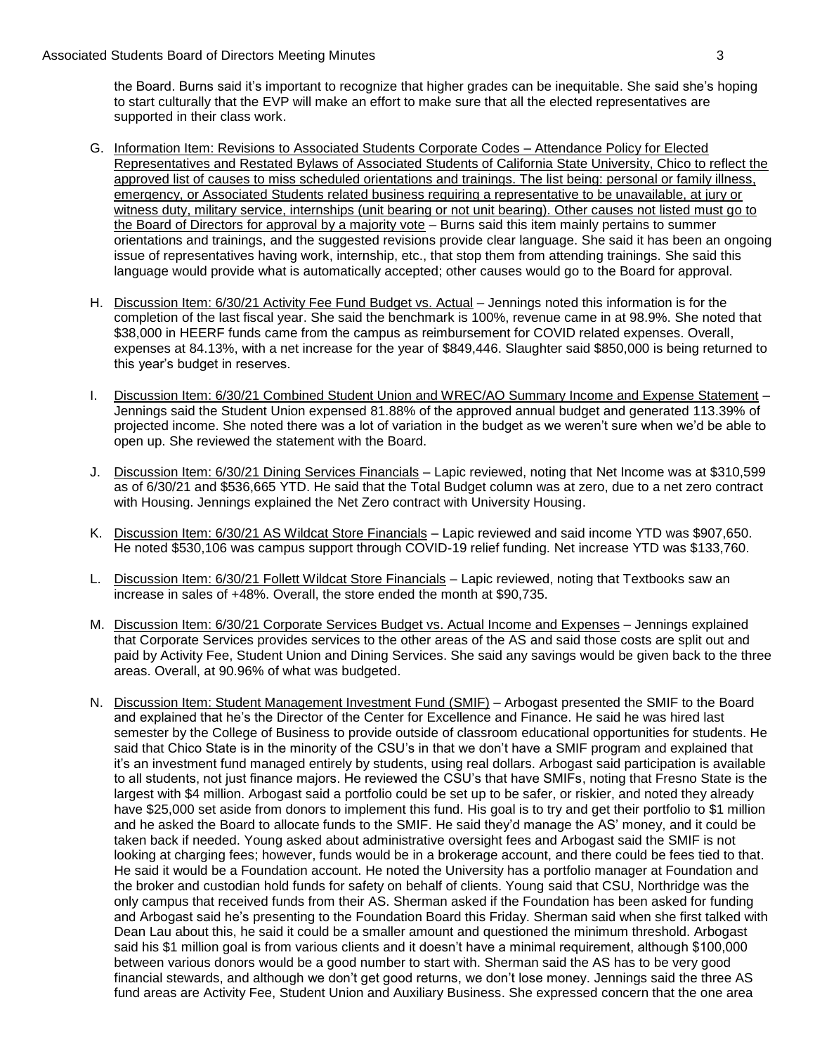the Board. Burns said it's important to recognize that higher grades can be inequitable. She said she's hoping to start culturally that the EVP will make an effort to make sure that all the elected representatives are supported in their class work.

G. Information Item: Revisions to Associated Students Corporate Codes – Attendance Policy for Elected Representatives and Restated Bylaws of Associated Students of California State University, Chico to reflect the approved list of causes to miss scheduled orientations and trainings. The list being: personal or family illness, emergency, or Associated Students related business requiring a representative to be unavailable, at jury or witness duty, military service, internships (unit bearing or not unit bearing). Other causes not listed must go to the Board of Directors for approval by a majority vote – Burns said this item mainly pertains to summer orientations and trainings, and the suggested revisions provide clear language. She said it has been an ongoing issue of representatives having work, internship, etc., that stop them from attending trainings. She said this language would provide what is automatically accepted; other causes would go to the Board for approval.

H. Discussion Item: 6/30/21 Activity Fee Fund Budget vs. Actual – Jennings noted this information is for the completion of the last fiscal year. She said the benchmark is 100%, revenue came in at 98.9%. She noted that $38,000 in HEERF funds came from the campus as reimbursement for COVID related expenses. Overall, expenses at 84.13%, with a net increase for the year of $849,446. Slaughter said $850,000 is being returned to this year's budget in reserves.

I. Discussion Item: 6/30/21 Combined Student Union and WREC/AO Summary Income and Expense Statement – Jennings said the Student Union expensed 81.88% of the approved annual budget and generated 113.39% of projected income. She noted there was a lot of variation in the budget as we weren't sure when we'd be able to open up. She reviewed the statement with the Board.

J. Discussion Item: 6/30/21 Dining Services Financials – Lapic reviewed, noting that Net Income was at $310,599 as of 6/30/21 and $536,665 YTD. He said that the Total Budget column was at zero, due to a net zero contract with Housing. Jennings explained the Net Zero contract with University Housing.

K. Discussion Item: 6/30/21 AS Wildcat Store Financials – Lapic reviewed and said income YTD was $907,650. He noted $530,106 was campus support through COVID-19 relief funding. Net increase YTD was $133,760.

L. Discussion Item: 6/30/21 Follett Wildcat Store Financials – Lapic reviewed, noting that Textbooks saw an increase in sales of +48%. Overall, the store ended the month at $90,735.

M. Discussion Item: 6/30/21 Corporate Services Budget vs. Actual Income and Expenses – Jennings explained that Corporate Services provides services to the other areas of the AS and said those costs are split out and paid by Activity Fee, Student Union and Dining Services. She said any savings would be given back to the three areas. Overall, at 90.96% of what was budgeted.

N. Discussion Item: Student Management Investment Fund (SMIF) – Arbogast presented the SMIF to the Board and explained that he's the Director of the Center for Excellence and Finance. He said he was hired last semester by the College of Business to provide outside of classroom educational opportunities for students. He said that Chico State is in the minority of the CSU's in that we don't have a SMIF program and explained that it's an investment fund managed entirely by students, using real dollars. Arbogast said participation is available to all students, not just finance majors. He reviewed the CSU's that have SMIFs, noting that Fresno State is the largest with $4 million. Arbogast said a portfolio could be set up to be safer, or riskier, and noted they already have $25,000 set aside from donors to implement this fund. His goal is to try and get their portfolio to $1 million and he asked the Board to allocate funds to the SMIF. He said they'd manage the AS' money, and it could be taken back if needed. Young asked about administrative oversight fees and Arbogast said the SMIF is not looking at charging fees; however, funds would be in a brokerage account, and there could be fees tied to that. He said it would be a Foundation account. He noted the University has a portfolio manager at Foundation and the broker and custodian hold funds for safety on behalf of clients. Young said that CSU, Northridge was the only campus that received funds from their AS. Sherman asked if the Foundation has been asked for funding and Arbogast said he's presenting to the Foundation Board this Friday. Sherman said when she first talked with Dean Lau about this, he said it could be a smaller amount and questioned the minimum threshold. Arbogast said his $1 million goal is from various clients and it doesn't have a minimal requirement, although $100,000 between various donors would be a good number to start with. Sherman said the AS has to be very good financial stewards, and although we don't get good returns, we don't lose money. Jennings said the three AS fund areas are Activity Fee, Student Union and Auxiliary Business. She expressed concern that the one area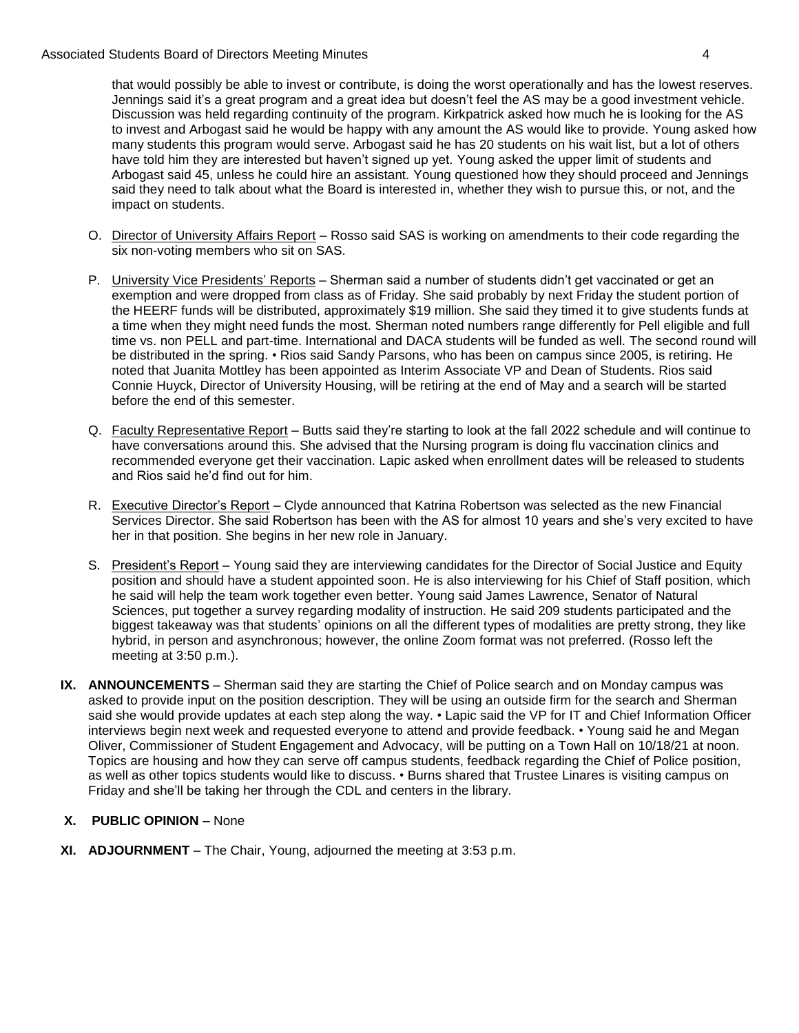that would possibly be able to invest or contribute, is doing the worst operationally and has the lowest reserves. Jennings said it's a great program and a great idea but doesn't feel the AS may be a good investment vehicle. Discussion was held regarding continuity of the program. Kirkpatrick asked how much he is looking for the AS to invest and Arbogast said he would be happy with any amount the AS would like to provide. Young asked how many students this program would serve. Arbogast said he has 20 students on his wait list, but a lot of others have told him they are interested but haven't signed up yet. Young asked the upper limit of students and Arbogast said 45, unless he could hire an assistant. Young questioned how they should proceed and Jennings said they need to talk about what the Board is interested in, whether they wish to pursue this, or not, and the impact on students.

O. Director of University Affairs Report – Rosso said SAS is working on amendments to their code regarding the six non-voting members who sit on SAS.

P. University Vice Presidents' Reports – Sherman said a number of students didn't get vaccinated or get an exemption and were dropped from class as of Friday. She said probably by next Friday the student portion of the HEERF funds will be distributed, approximately $19 million. She said they timed it to give students funds at a time when they might need funds the most. Sherman noted numbers range differently for Pell eligible and full time vs. non PELL and part-time. International and DACA students will be funded as well. The second round will be distributed in the spring. • Rios said Sandy Parsons, who has been on campus since 2005, is retiring. He noted that Juanita Mottley has been appointed as Interim Associate VP and Dean of Students. Rios said Connie Huyck, Director of University Housing, will be retiring at the end of May and a search will be started before the end of this semester.

Q. Faculty Representative Report – Butts said they're starting to look at the fall 2022 schedule and will continue to have conversations around this. She advised that the Nursing program is doing flu vaccination clinics and recommended everyone get their vaccination. Lapic asked when enrollment dates will be released to students and Rios said he'd find out for him.

R. Executive Director's Report – Clyde announced that Katrina Robertson was selected as the new Financial Services Director. She said Robertson has been with the AS for almost 10 years and she's very excited to have her in that position. She begins in her new role in January.

S. President's Report – Young said they are interviewing candidates for the Director of Social Justice and Equity position and should have a student appointed soon. He is also interviewing for his Chief of Staff position, which he said will help the team work together even better. Young said James Lawrence, Senator of Natural Sciences, put together a survey regarding modality of instruction. He said 209 students participated and the biggest takeaway was that students' opinions on all the different types of modalities are pretty strong, they like hybrid, in person and asynchronous; however, the online Zoom format was not preferred. (Rosso left the meeting at 3:50 p.m.).

**IX. ANNOUNCEMENTS** – Sherman said they are starting the Chief of Police search and on Monday campus was asked to provide input on the position description. They will be using an outside firm for the search and Sherman said she would provide updates at each step along the way. • Lapic said the VP for IT and Chief Information Officer interviews begin next week and requested everyone to attend and provide feedback. • Young said he and Megan Oliver, Commissioner of Student Engagement and Advocacy, will be putting on a Town Hall on 10/18/21 at noon. Topics are housing and how they can serve off campus students, feedback regarding the Chief of Police position, as well as other topics students would like to discuss. • Burns shared that Trustee Linares is visiting campus on Friday and she'll be taking her through the CDL and centers in the library.

**X. PUBLIC OPINION –** None

**XI. ADJOURNMENT** – The Chair, Young, adjourned the meeting at 3:53 p.m.